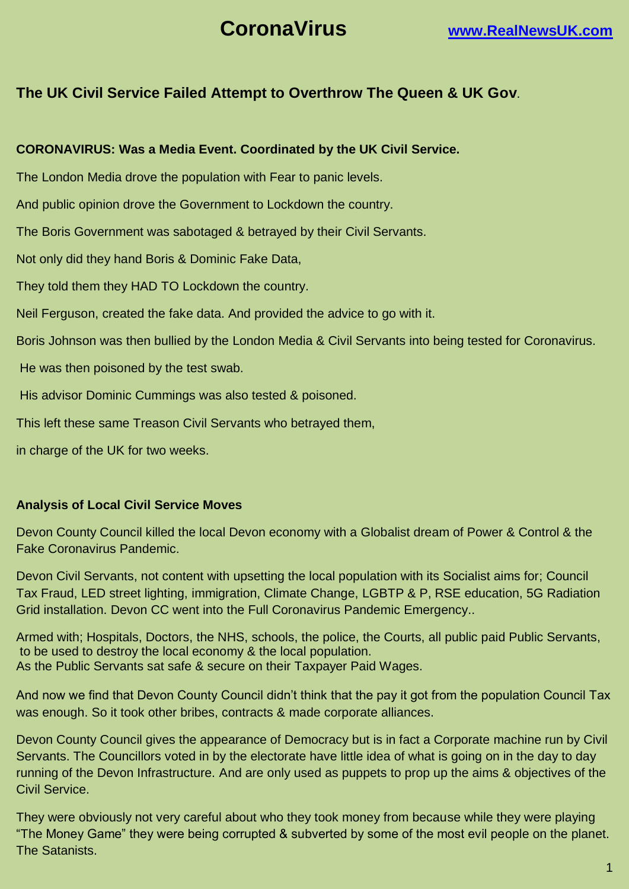# CoronaVirus

www.RealNewsUK.com

## The UK Civil Service Failed Attempt to Overthrow The Queen & UK Gov.

**CORONAVIRUS: Was a Media Event. Coordinated by the UK Civil Service.**

The London Media drove the population with Fear to panic levels.

And public opinion drove the Government to Lockdown the country.

The Boris Government was sabotaged & betrayed by their Civil Servants.

Not only did they hand Boris & Dominic Fake Data,

They told them they HAD TO Lockdown the country.

Neil Ferguson, created the fake data. And provided the advice to go with it.

Boris Johnson was then bullied by the London Media & Civil Servants into being tested for Coronavirus.

He was then poisoned by the test swab.

His advisor Dominic Cummings was also tested & poisoned.

This left these same Treason Civil Servants who betrayed them,

in charge of the UK for two weeks.

**Analysis of Local Civil Service Moves**

Devon County Council killed the local Devon economy with a Globalist dream of Power & Control & the Fake Coronavirus Pandemic.

Devon Civil Servants, not content with upsetting the local population with its Socialist aims for; Council Tax Fraud, LED street lighting, immigration, Climate Change, LGBTP & P, RSE education, 5G Radiation Grid installation. Devon CC went into the Full Coronavirus Pandemic Emergency..

Armed with; Hospitals, Doctors, the NHS, schools, the police, the Courts, all public paid Public Servants, to be used to destroy the local economy & the local population.
As the Public Servants sat safe & secure on their Taxpayer Paid Wages.

And now we find that Devon County Council didn't think that the pay it got from the population Council Tax was enough. So it took other bribes, contracts & made corporate alliances.

Devon County Council gives the appearance of Democracy but is in fact a Corporate machine run by Civil Servants. The Councillors voted in by the electorate have little idea of what is going on in the day to day running of the Devon Infrastructure. And are only used as puppets to prop up the aims & objectives of the Civil Service.

They were obviously not very careful about who they took money from because while they were playing "The Money Game" they were being corrupted & subverted by some of the most evil people on the planet. The Satanists.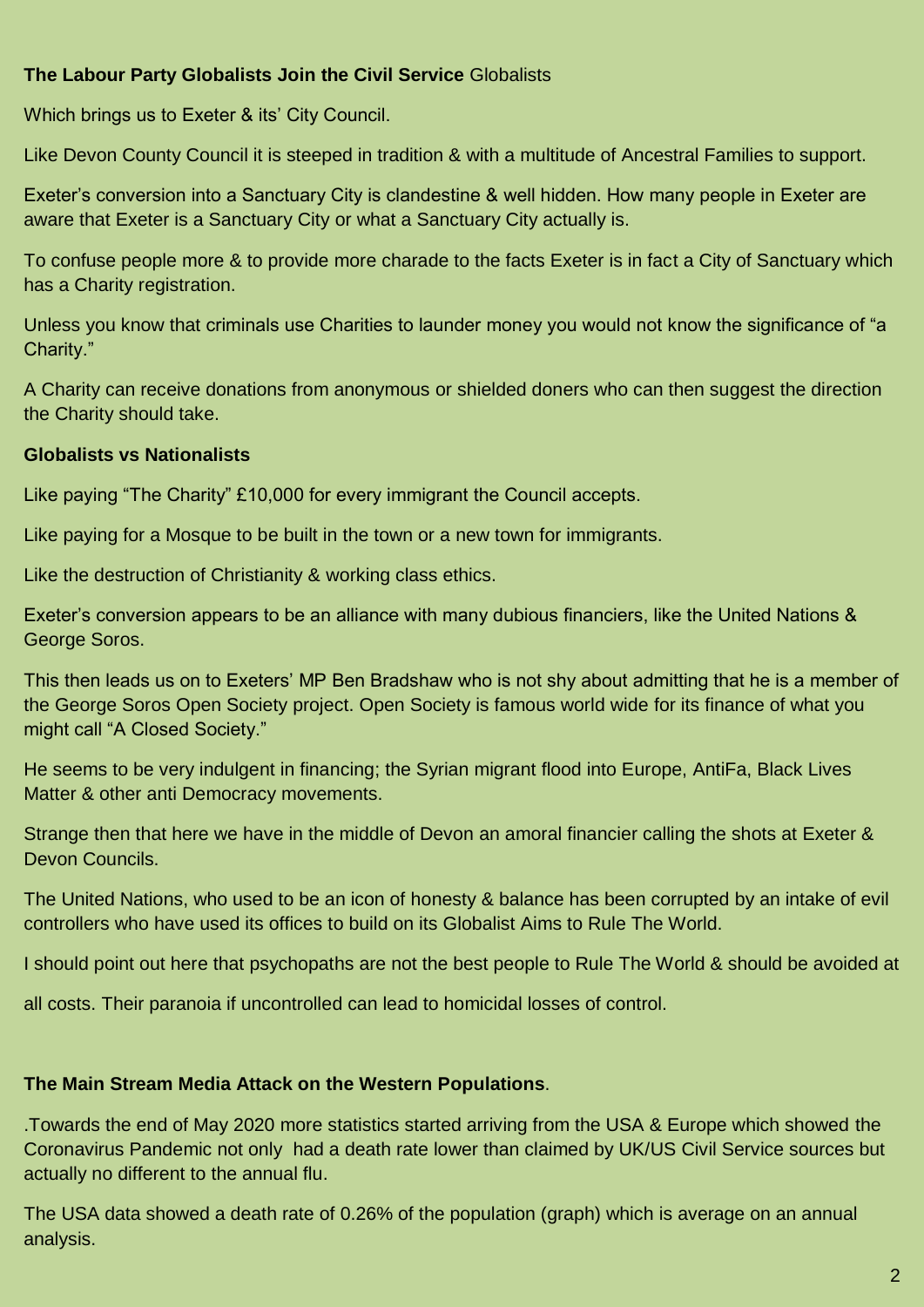**The Labour Party Globalists Join the Civil Service** Globalists

Which brings us to Exeter & its' City Council.

Like Devon County Council it is steeped in tradition & with a multitude of Ancestral Families to support.

Exeter's conversion into a Sanctuary City is clandestine & well hidden. How many people in Exeter are aware that Exeter is a Sanctuary City or what a Sanctuary City actually is.

To confuse people more & to provide more charade to the facts Exeter is in fact a City of Sanctuary which has a Charity registration.

Unless you know that criminals use Charities to launder money you would not know the significance of "a Charity."

A Charity can receive donations from anonymous or shielded doners who can then suggest the direction the Charity should take.

**Globalists vs Nationalists**

Like paying "The Charity" £10,000 for every immigrant the Council accepts.

Like paying for a Mosque to be built in the town or a new town for immigrants.

Like the destruction of Christianity & working class ethics.

Exeter's conversion appears to be an alliance with many dubious financiers, like the United Nations & George Soros.

This then leads us on to Exeters' MP Ben Bradshaw who is not shy about admitting that he is a member of the George Soros Open Society project. Open Society is famous world wide for its finance of what you might call "A Closed Society."

He seems to be very indulgent in financing; the Syrian migrant flood into Europe, AntiFa, Black Lives Matter & other anti Democracy movements.

Strange then that here we have in the middle of Devon an amoral financier calling the shots at Exeter & Devon Councils.

The United Nations, who used to be an icon of honesty & balance has been corrupted by an intake of evil controllers who have used its offices to build on its Globalist Aims to Rule The World.

I should point out here that psychopaths are not the best people to Rule The World & should be avoided at all costs. Their paranoia if uncontrolled can lead to homicidal losses of control.

**The Main Stream Media Attack on the Western Populations**.

.Towards the end of May 2020 more statistics started arriving from the USA & Europe which showed the Coronavirus Pandemic not only had a death rate lower than claimed by UK/US Civil Service sources but actually no different to the annual flu.

The USA data showed a death rate of 0.26% of the population (graph) which is average on an annual analysis.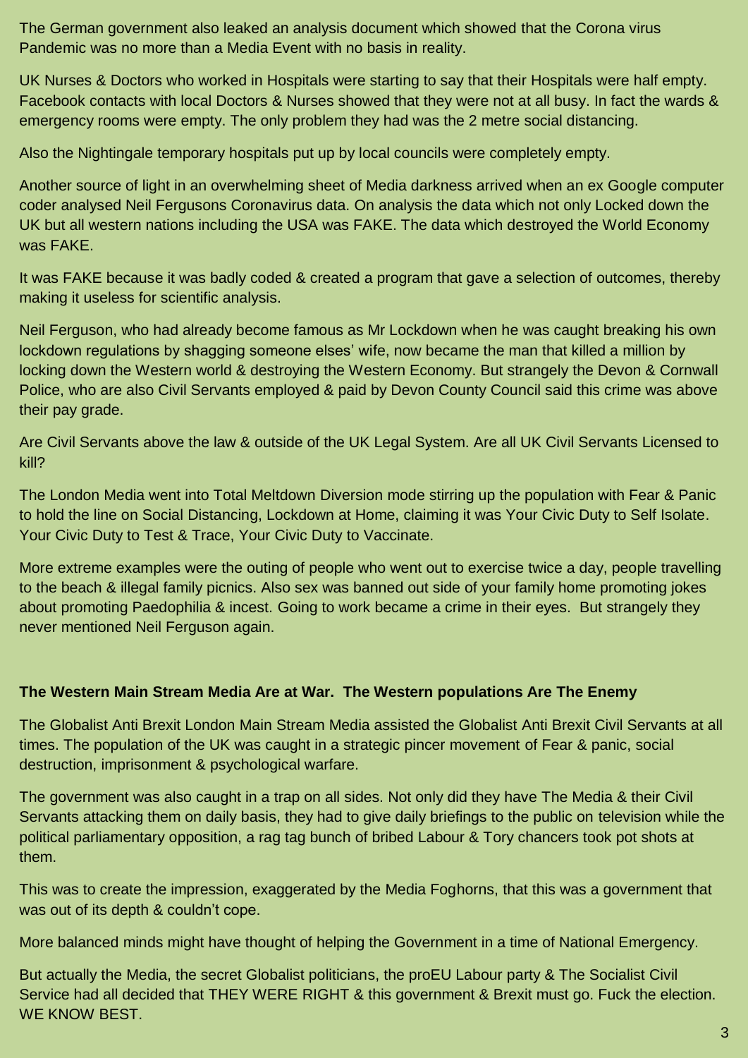The German government also leaked an analysis document which showed that the Corona virus Pandemic was no more than a Media Event with no basis in reality.

UK Nurses & Doctors who worked in Hospitals were starting to say that their Hospitals were half empty. Facebook contacts with local Doctors & Nurses showed that they were not at all busy. In fact the wards & emergency rooms were empty. The only problem they had was the 2 metre social distancing.

Also the Nightingale temporary hospitals put up by local councils were completely empty.

Another source of light in an overwhelming sheet of Media darkness arrived when an ex Google computer coder analysed Neil Fergusons Coronavirus data. On analysis the data which not only Locked down the UK but all western nations including the USA was FAKE. The data which destroyed the World Economy was FAKE.

It was FAKE because it was badly coded & created a program that gave a selection of outcomes, thereby making it useless for scientific analysis.

Neil Ferguson, who had already become famous as Mr Lockdown when he was caught breaking his own lockdown regulations by shagging someone elses' wife, now became the man that killed a million by locking down the Western world & destroying the Western Economy. But strangely the Devon & Cornwall Police, who are also Civil Servants employed & paid by Devon County Council said this crime was above their pay grade.

Are Civil Servants above the law & outside of the UK Legal System. Are all UK Civil Servants Licensed to kill?

The London Media went into Total Meltdown Diversion mode stirring up the population with Fear & Panic to hold the line on Social Distancing, Lockdown at Home, claiming it was Your Civic Duty to Self Isolate. Your Civic Duty to Test & Trace, Your Civic Duty to Vaccinate.

More extreme examples were the outing of people who went out to exercise twice a day, people travelling to the beach & illegal family picnics. Also sex was banned out side of your family home promoting jokes about promoting Paedophilia & incest. Going to work became a crime in their eyes. But strangely they never mentioned Neil Ferguson again.

**The Western Main Stream Media Are at War. The Western populations Are The Enemy**

The Globalist Anti Brexit London Main Stream Media assisted the Globalist Anti Brexit Civil Servants at all times. The population of the UK was caught in a strategic pincer movement of Fear & panic, social destruction, imprisonment & psychological warfare.

The government was also caught in a trap on all sides. Not only did they have The Media & their Civil Servants attacking them on daily basis, they had to give daily briefings to the public on television while the political parliamentary opposition, a rag tag bunch of bribed Labour & Tory chancers took pot shots at them.

This was to create the impression, exaggerated by the Media Foghorns, that this was a government that was out of its depth & couldn't cope.

More balanced minds might have thought of helping the Government in a time of National Emergency.

But actually the Media, the secret Globalist politicians, the proEU Labour party & The Socialist Civil Service had all decided that THEY WERE RIGHT & this government & Brexit must go. Fuck the election. WE KNOW BEST.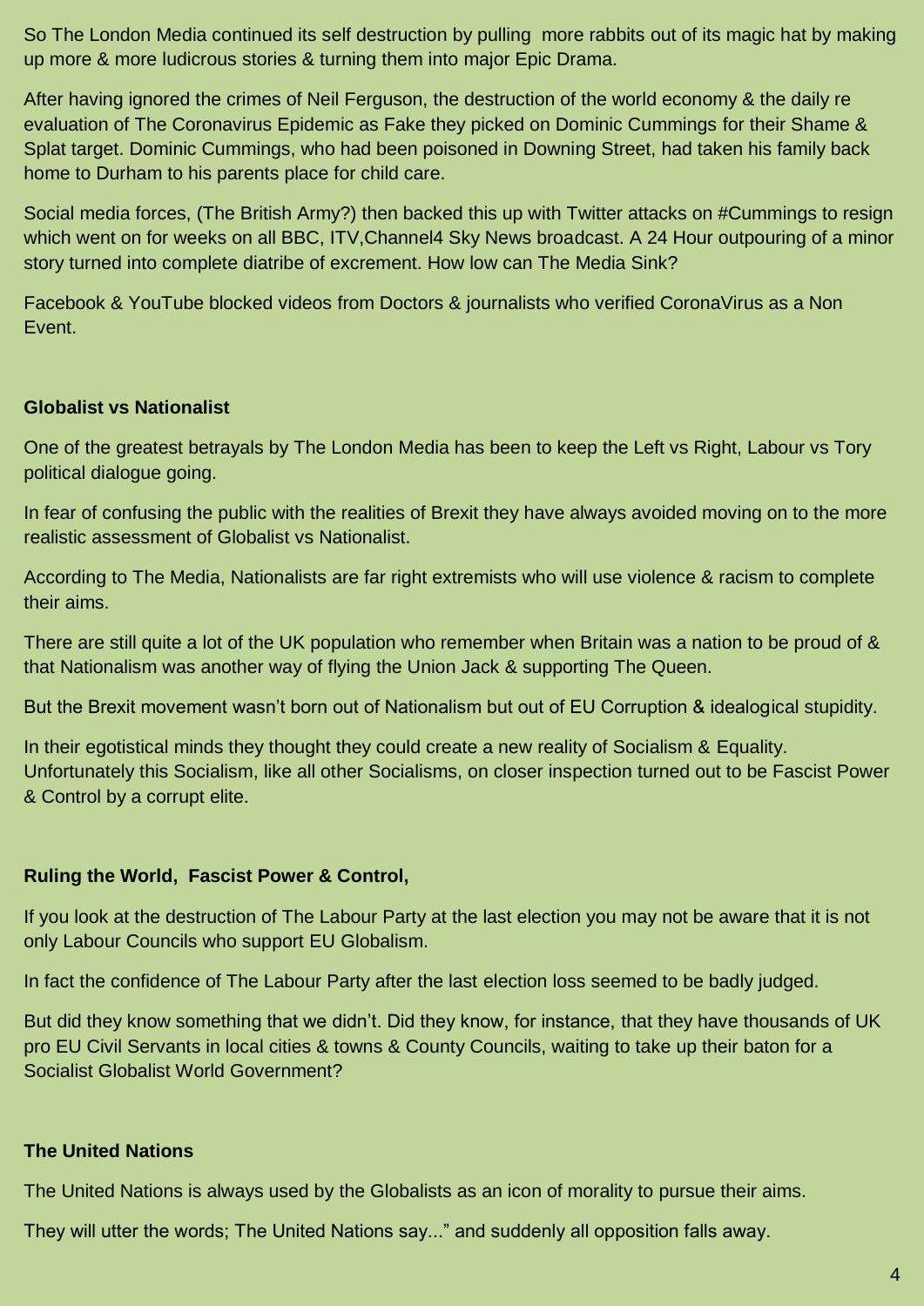So The London Media continued its self destruction by pulling more rabbits out of its magic hat by making up more & more ludicrous stories & turning them into major Epic Drama.

After having ignored the crimes of Neil Ferguson, the destruction of the world economy & the daily re evaluation of The Coronavirus Epidemic as Fake they picked on Dominic Cummings for their Shame & Splat target. Dominic Cummings, who had been poisoned in Downing Street, had taken his family back home to Durham to his parents place for child care.

Social media forces, (The British Army?) then backed this up with Twitter attacks on #Cummings to resign which went on for weeks on all BBC, ITV,Channel4 Sky News broadcast. A 24 Hour outpouring of a minor story turned into complete diatribe of excrement. How low can The Media Sink?

Facebook & YouTube blocked videos from Doctors & journalists who verified CoronaVirus as a Non Event.

**Globalist vs Nationalist**

One of the greatest betrayals by The London Media has been to keep the Left vs Right, Labour vs Tory political dialogue going.

In fear of confusing the public with the realities of Brexit they have always avoided moving on to the more realistic assessment of Globalist vs Nationalist.

According to The Media, Nationalists are far right extremists who will use violence & racism to complete their aims.

There are still quite a lot of the UK population who remember when Britain was a nation to be proud of & that Nationalism was another way of flying the Union Jack & supporting The Queen.

But the Brexit movement wasn't born out of Nationalism but out of EU Corruption & idealogical stupidity.

In their egotistical minds they thought they could create a new reality of Socialism & Equality. Unfortunately this Socialism, like all other Socialisms, on closer inspection turned out to be Fascist Power & Control by a corrupt elite.

**Ruling the World, Fascist Power & Control,**

If you look at the destruction of The Labour Party at the last election you may not be aware that it is not only Labour Councils who support EU Globalism.

In fact the confidence of The Labour Party after the last election loss seemed to be badly judged.

But did they know something that we didn't. Did they know, for instance, that they have thousands of UK pro EU Civil Servants in local cities & towns & County Councils, waiting to take up their baton for a Socialist Globalist World Government?

**The United Nations**

The United Nations is always used by the Globalists as an icon of morality to pursue their aims.

They will utter the words; The United Nations say..." and suddenly all opposition falls away.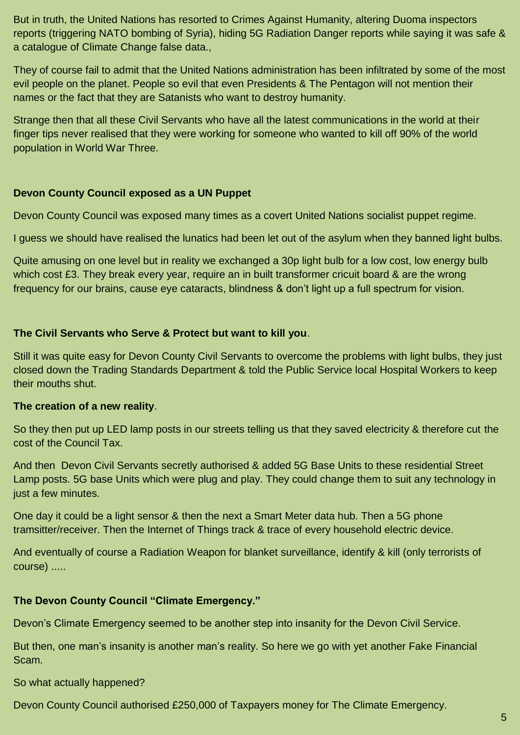But in truth, the United Nations has resorted to Crimes Against Humanity, altering Duoma inspectors reports (triggering NATO bombing of Syria), hiding 5G Radiation Danger reports while saying it was safe & a catalogue of Climate Change false data.,

They of course fail to admit that the United Nations administration has been infiltrated by some of the most evil people on the planet. People so evil that even Presidents & The Pentagon will not mention their names or the fact that they are Satanists who want to destroy humanity.

Strange then that all these Civil Servants who have all the latest communications in the world at their finger tips never realised that they were working for someone who wanted to kill off 90% of the world population in World War Three.

**Devon County Council exposed as a UN Puppet**

Devon County Council was exposed many times as a covert United Nations socialist puppet regime.

I guess we should have realised the lunatics had been let out of the asylum when they banned light bulbs.

Quite amusing on one level but in reality we exchanged a 30p light bulb for a low cost, low energy bulb which cost £3. They break every year, require an in built transformer cricuit board & are the wrong frequency for our brains, cause eye cataracts, blindness & don't light up a full spectrum for vision.

**The Civil Servants who Serve & Protect but want to kill you**.

Still it was quite easy for Devon County Civil Servants to overcome the problems with light bulbs, they just closed down the Trading Standards Department & told the Public Service local Hospital Workers to keep their mouths shut.

**The creation of a new reality**.

So they then put up LED lamp posts in our streets telling us that they saved electricity & therefore cut the cost of the Council Tax.

And then Devon Civil Servants secretly authorised & added 5G Base Units to these residential Street Lamp posts. 5G base Units which were plug and play. They could change them to suit any technology in just a few minutes.

One day it could be a light sensor & then the next a Smart Meter data hub. Then a 5G phone tramsitter/receiver. Then the Internet of Things track & trace of every household electric device.

And eventually of course a Radiation Weapon for blanket surveillance, identify & kill (only terrorists of course) .....

**The Devon County Council "Climate Emergency."**

Devon's Climate Emergency seemed to be another step into insanity for the Devon Civil Service.

But then, one man's insanity is another man's reality. So here we go with yet another Fake Financial Scam.

So what actually happened?

Devon County Council authorised £250,000 of Taxpayers money for The Climate Emergency.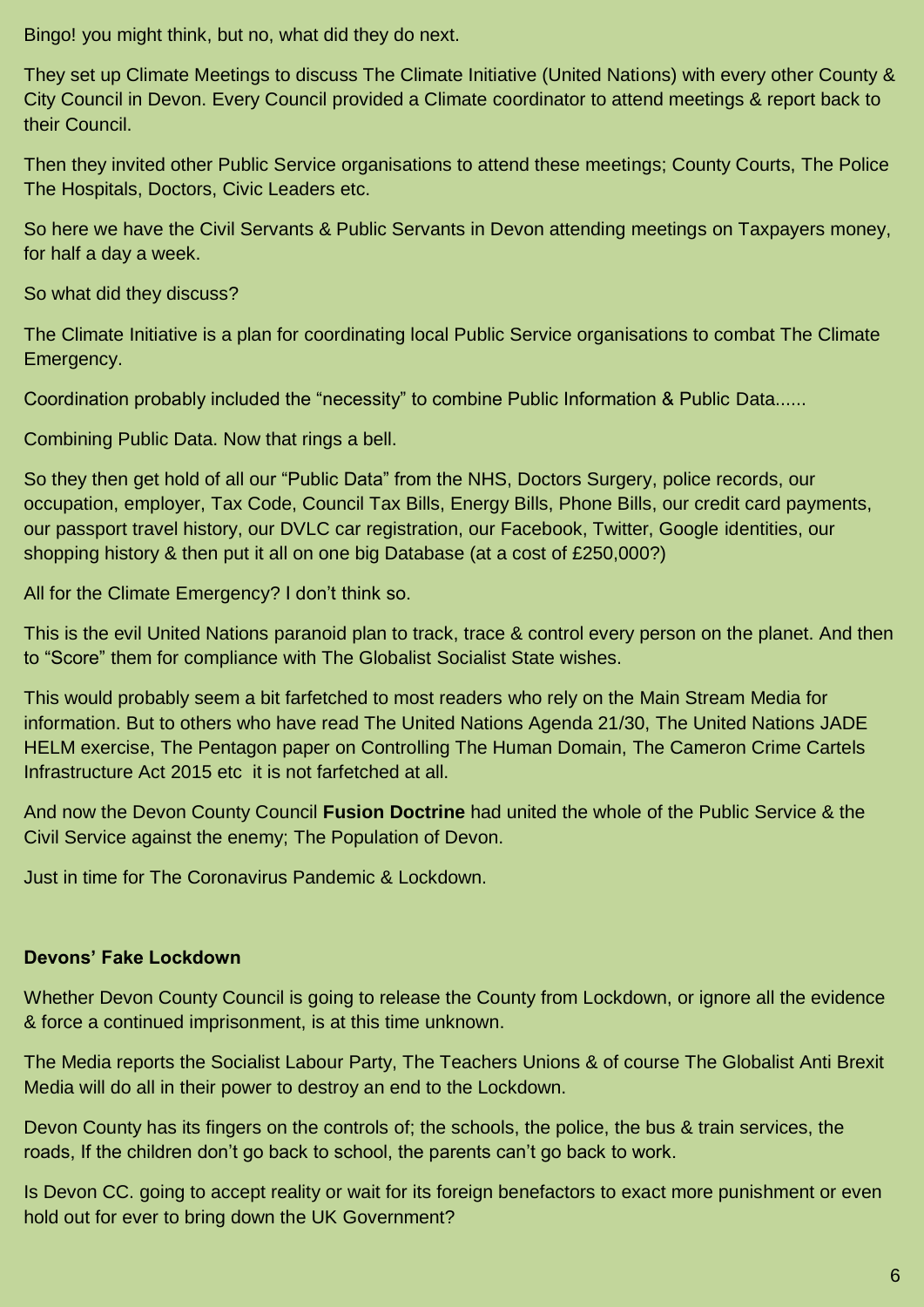Bingo! you might think, but no, what did they do next.

They set up Climate Meetings to discuss The Climate Initiative (United Nations) with every other County & City Council in Devon. Every Council provided a Climate coordinator to attend meetings & report back to their Council.

Then they invited other Public Service organisations to attend these meetings; County Courts, The Police The Hospitals, Doctors, Civic Leaders etc.

So here we have the Civil Servants & Public Servants in Devon attending meetings on Taxpayers money, for half a day a week.

So what did they discuss?

The Climate Initiative is a plan for coordinating local Public Service organisations to combat The Climate Emergency.

Coordination probably included the "necessity" to combine Public Information & Public Data......

Combining Public Data. Now that rings a bell.

So they then get hold of all our "Public Data" from the NHS, Doctors Surgery, police records, our occupation, employer, Tax Code, Council Tax Bills, Energy Bills, Phone Bills, our credit card payments, our passport travel history, our DVLC car registration, our Facebook, Twitter, Google identities, our shopping history & then put it all on one big Database (at a cost of £250,000?)

All for the Climate Emergency? I don't think so.

This is the evil United Nations paranoid plan to track, trace & control every person on the planet. And then to "Score" them for compliance with The Globalist Socialist State wishes.

This would probably seem a bit farfetched to most readers who rely on the Main Stream Media for information. But to others who have read The United Nations Agenda 21/30, The United Nations JADE HELM exercise, The Pentagon paper on Controlling The Human Domain, The Cameron Crime Cartels Infrastructure Act 2015 etc  it is not farfetched at all.

And now the Devon County Council **Fusion Doctrine** had united the whole of the Public Service & the Civil Service against the enemy; The Population of Devon.

Just in time for The Coronavirus Pandemic & Lockdown.

**Devons' Fake Lockdown**

Whether Devon County Council is going to release the County from Lockdown, or ignore all the evidence & force a continued imprisonment, is at this time unknown.

The Media reports the Socialist Labour Party, The Teachers Unions & of course The Globalist Anti Brexit Media will do all in their power to destroy an end to the Lockdown.

Devon County has its fingers on the controls of; the schools, the police, the bus & train services, the roads, If the children don't go back to school, the parents can't go back to work.

Is Devon CC. going to accept reality or wait for its foreign benefactors to exact more punishment or even hold out for ever to bring down the UK Government?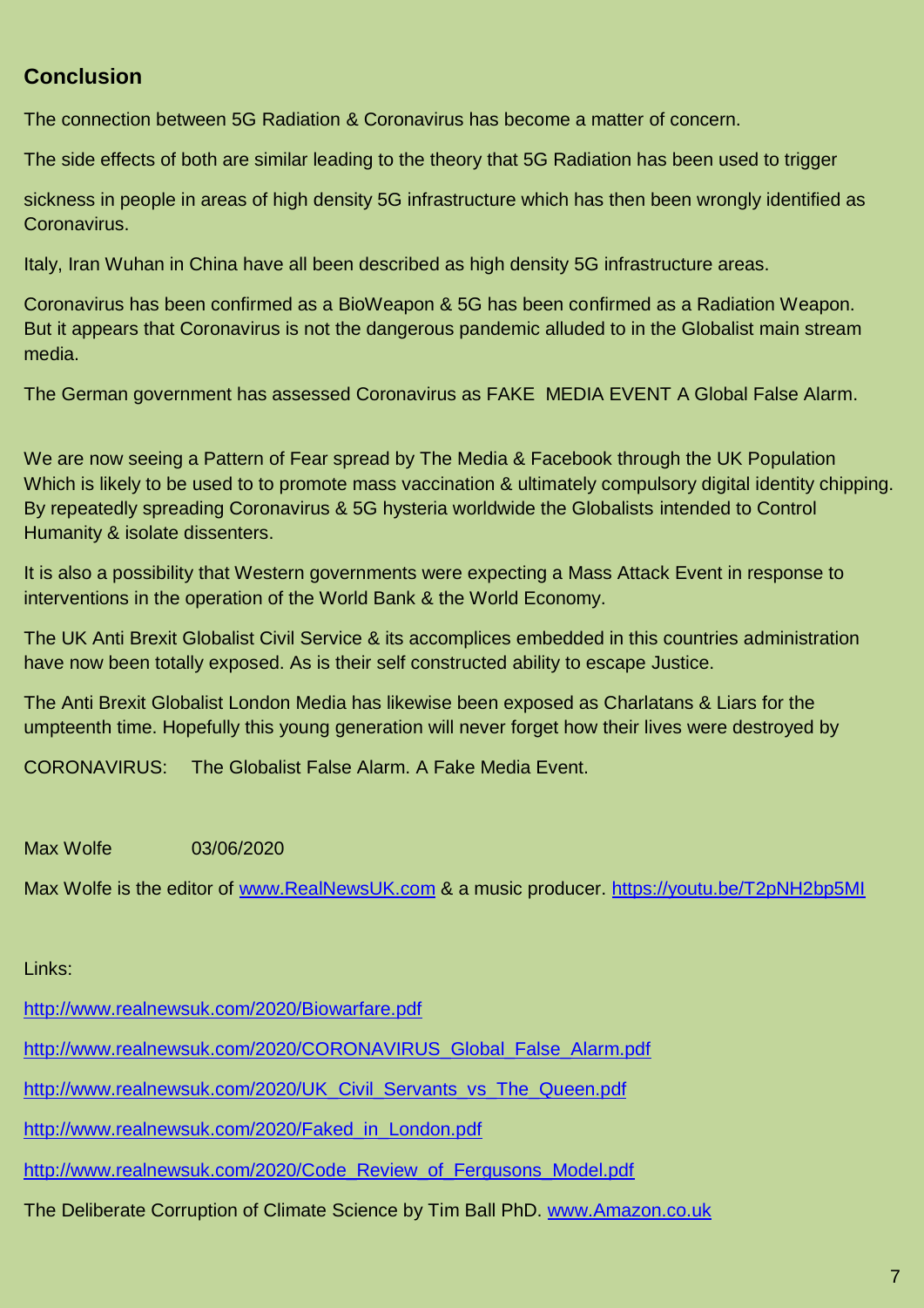## Conclusion

The connection between 5G Radiation & Coronavirus has become a matter of concern.

The side effects of both are similar leading to the theory that 5G Radiation has been used to trigger

sickness in people in areas of high density 5G infrastructure which has then been wrongly identified as Coronavirus.

Italy, Iran Wuhan in China have all been described as high density 5G infrastructure areas.

Coronavirus has been confirmed as a BioWeapon & 5G has been confirmed as a Radiation Weapon. But it appears that Coronavirus is not the dangerous pandemic alluded to in the Globalist main stream media.

The German government has assessed Coronavirus as FAKE MEDIA EVENT A Global False Alarm.

We are now seeing a Pattern of Fear spread by The Media & Facebook through the UK Population Which is likely to be used to to promote mass vaccination & ultimately compulsory digital identity chipping. By repeatedly spreading Coronavirus & 5G hysteria worldwide the Globalists intended to Control Humanity & isolate dissenters.

It is also a possibility that Western governments were expecting a Mass Attack Event in response to interventions in the operation of the World Bank & the World Economy.

The UK Anti Brexit Globalist Civil Service & its accomplices embedded in this countries administration have now been totally exposed. As is their self constructed ability to escape Justice.

The Anti Brexit Globalist London Media has likewise been exposed as Charlatans & Liars for the umpteenth time. Hopefully this young generation will never forget how their lives were destroyed by

CORONAVIRUS: The Globalist False Alarm. A Fake Media Event.

Max Wolfe 03/06/2020

Max Wolfe is the editor of www.RealNewsUK.com & a music producer. https://youtu.be/T2pNH2bp5MI

Links:

http://www.realnewsuk.com/2020/Biowarfare.pdf

http://www.realnewsuk.com/2020/CORONAVIRUS_Global_False_Alarm.pdf

http://www.realnewsuk.com/2020/UK_Civil_Servants_vs_The_Queen.pdf

http://www.realnewsuk.com/2020/Faked_in_London.pdf

http://www.realnewsuk.com/2020/Code_Review_of_Fergusons_Model.pdf

The Deliberate Corruption of Climate Science by Tim Ball PhD. www.Amazon.co.uk